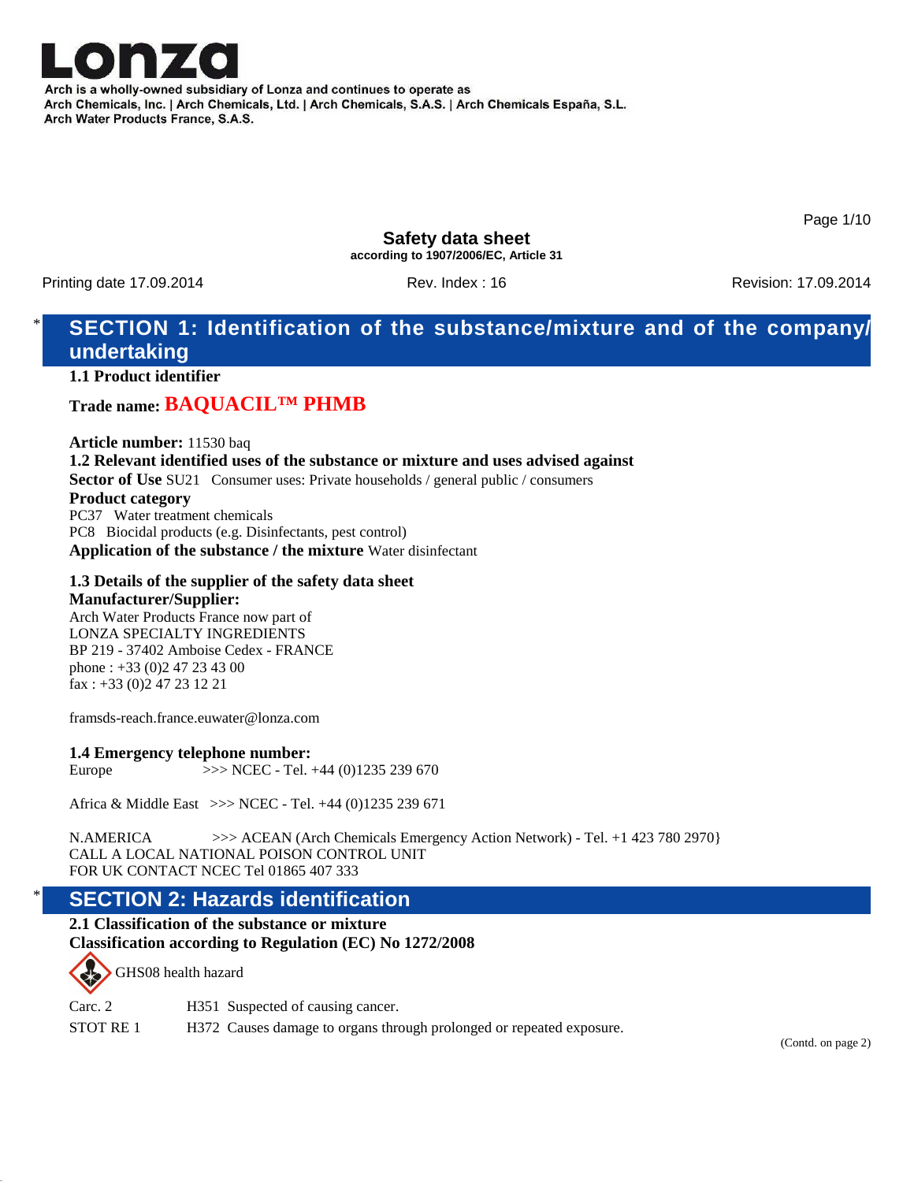Arch is a wholly-owned subsidiary of Lonza and continues to operate as
Arch Chemicals, Inc. | Arch Chemicals, Ltd. | Arch Chemicals, S.A.S. | Arch Chemicals España, S.L.
Arch Water Products France, S.A.S.

# Safety data sheet

**according to 1907/2006/EC, Article 31**

Printing date 17.09.2014 Rev. Index : 16 Revision: 17.09.2014

## * SECTION 1: Identification of the substance/mixture and of the company/undertaking

### 1.1 Product identifier

**Trade name: BAQUACIL™ PHMB**

**Article number:** 11530 baq

### 1.2 Relevant identified uses of the substance or mixture and uses advised against

**Sector of Use** SU21 Consumer uses: Private households / general public / consumers

**Product category**

PC37 Water treatment chemicals

PC8 Biocidal products (e.g. Disinfectants, pest control)

**Application of the substance / the mixture** Water disinfectant

### 1.3 Details of the supplier of the safety data sheet

**Manufacturer/Supplier:**

Arch Water Products France now part of
LONZA SPECIALTY INGREDIENTS
BP 219 - 37402 Amboise Cedex - FRANCE
phone : +33 (0)2 47 23 43 00
fax : +33 (0)2 47 23 12 21

framsds-reach.france.euwater@lonza.com

### 1.4 Emergency telephone number:

Europe >>> NCEC - Tel. +44 (0)1235 239 670

Africa & Middle East >>> NCEC - Tel. +44 (0)1235 239 671

N.AMERICA >>> ACEAN (Arch Chemicals Emergency Action Network) - Tel. +1 423 780 2970}
CALL A LOCAL NATIONAL POISON CONTROL UNIT
FOR UK CONTACT NCEC Tel 01865 407 333

## * SECTION 2: Hazards identification

### 2.1 Classification of the substance or mixture

**Classification according to Regulation (EC) No 1272/2008**

GHS08 health hazard

Carc. 2 H351 Suspected of causing cancer.

STOT RE 1 H372 Causes damage to organs through prolonged or repeated exposure.

(Contd. on page 2)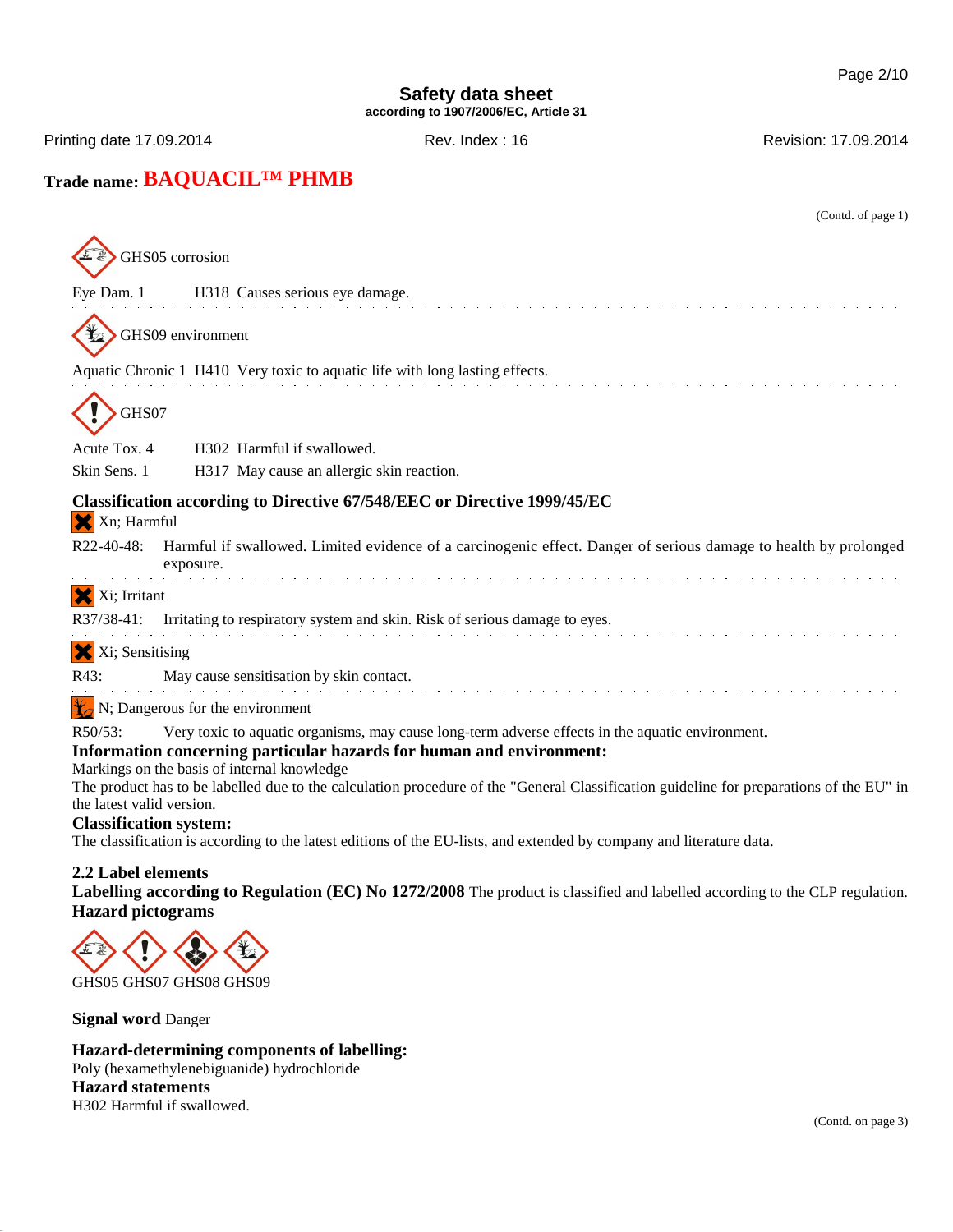**Trade name: BAQUACIL™ PHMB**

(Contd. of page 1)

GHS05 corrosion

Eye Dam. 1 H318 Causes serious eye damage.

GHS09 environment

Aquatic Chronic 1 H410 Very toxic to aquatic life with long lasting effects.

GHS07

Acute Tox. 4 H302 Harmful if swallowed.

Skin Sens. 1 H317 May cause an allergic skin reaction.

**Classification according to Directive 67/548/EEC or Directive 1999/45/EC**

Xn; Harmful

R22-40-48: Harmful if swallowed. Limited evidence of a carcinogenic effect. Danger of serious damage to health by prolonged exposure.

Xi; Irritant

R37/38-41: Irritating to respiratory system and skin. Risk of serious damage to eyes.

Xi; Sensitising

R43: May cause sensitisation by skin contact.

N; Dangerous for the environment

R50/53: Very toxic to aquatic organisms, may cause long-term adverse effects in the aquatic environment.

**Information concerning particular hazards for human and environment:**

Markings on the basis of internal knowledge

The product has to be labelled due to the calculation procedure of the "General Classification guideline for preparations of the EU" in the latest valid version.

**Classification system:**

The classification is according to the latest editions of the EU-lists, and extended by company and literature data.

**2.2 Label elements**

**Labelling according to Regulation (EC) No 1272/2008** The product is classified and labelled according to the CLP regulation.

**Hazard pictograms**

GHS05 GHS07 GHS08 GHS09

**Signal word** Danger

**Hazard-determining components of labelling:**

Poly (hexamethylenebiguanide) hydrochloride

**Hazard statements**

H302 Harmful if swallowed.

(Contd. on page 3)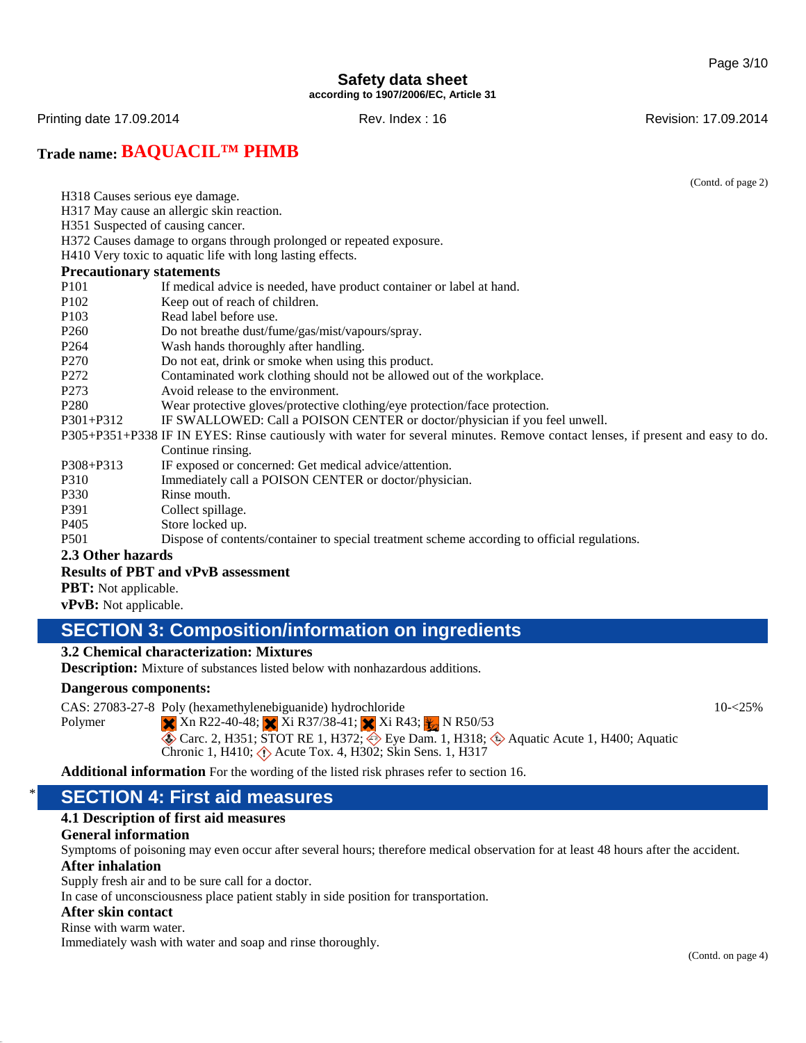(Contd. of page 2)

H318 Causes serious eye damage.
H317 May cause an allergic skin reaction.
H351 Suspected of causing cancer.
H372 Causes damage to organs through prolonged or repeated exposure.
H410 Very toxic to aquatic life with long lasting effects.

**Precautionary statements**

| | |
|---|---|
| P101 | If medical advice is needed, have product container or label at hand. |
| P102 | Keep out of reach of children. |
| P103 | Read label before use. |
| P260 | Do not breathe dust/fume/gas/mist/vapours/spray. |
| P264 | Wash hands thoroughly after handling. |
| P270 | Do not eat, drink or smoke when using this product. |
| P272 | Contaminated work clothing should not be allowed out of the workplace. |
| P273 | Avoid release to the environment. |
| P280 | Wear protective gloves/protective clothing/eye protection/face protection. |
| P301+P312 | IF SWALLOWED: Call a POISON CENTER or doctor/physician if you feel unwell. |
| P305+P351+P338 | IF IN EYES: Rinse cautiously with water for several minutes. Remove contact lenses, if present and easy to do. Continue rinsing. |
| P308+P313 | IF exposed or concerned: Get medical advice/attention. |
| P310 | Immediately call a POISON CENTER or doctor/physician. |
| P330 | Rinse mouth. |
| P391 | Collect spillage. |
| P405 | Store locked up. |
| P501 | Dispose of contents/container to special treatment scheme according to official regulations. |

**2.3 Other hazards**

**Results of PBT and vPvB assessment**

**PBT:** Not applicable.

**vPvB:** Not applicable.

## SECTION 3: Composition/information on ingredients

**3.2 Chemical characterization: Mixtures**

**Description:** Mixture of substances listed below with nonhazardous additions.

**Dangerous components:**

| | | |
|---|---|---|
| CAS: 27083-27-8<br>Polymer | Poly (hexamethylenebiguanide) hydrochloride<br>Xn R22-40-48; Xi R37/38-41; Xi R43; N R50/53<br>Carc. 2, H351; STOT RE 1, H372; Eye Dam. 1, H318; Aquatic Acute 1, H400; Aquatic Chronic 1, H410; Acute Tox. 4, H302; Skin Sens. 1, H317 | 10-<25% |

**Additional information** For the wording of the listed risk phrases refer to section 16.

## * SECTION 4: First aid measures

**4.1 Description of first aid measures**

**General information**

Symptoms of poisoning may even occur after several hours; therefore medical observation for at least 48 hours after the accident.

**After inhalation**

Supply fresh air and to be sure call for a doctor.
In case of unconsciousness place patient stably in side position for transportation.

**After skin contact**

Rinse with warm water.
Immediately wash with water and soap and rinse thoroughly.

(Contd. on page 4)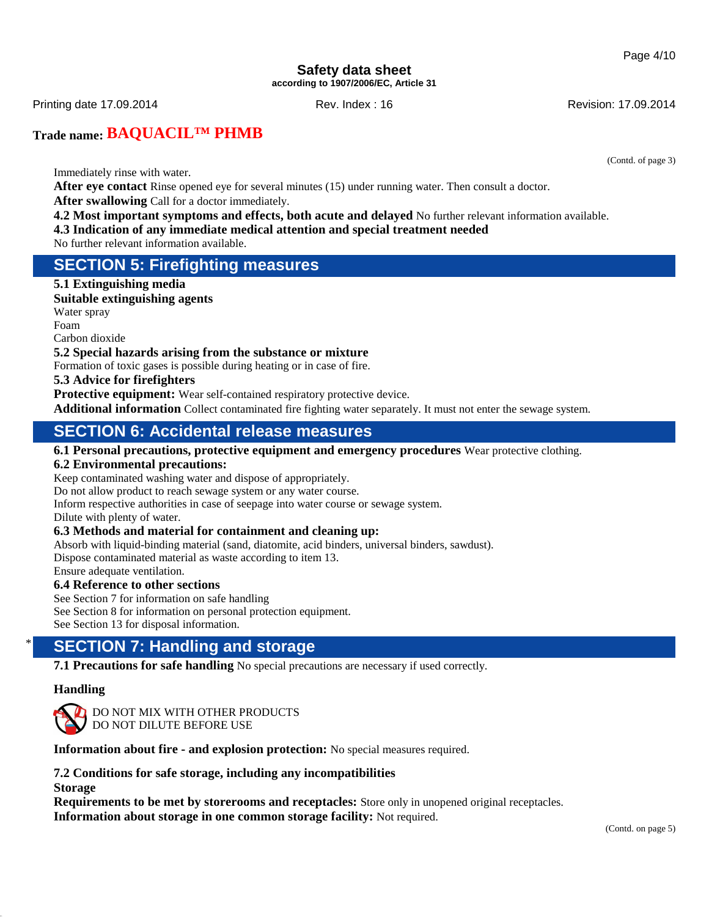**Trade name: BAQUACIL™ PHMB**

(Contd. of page 3)

Immediately rinse with water.

**After eye contact** Rinse opened eye for several minutes (15) under running water. Then consult a doctor.

**After swallowing** Call for a doctor immediately.

**4.2 Most important symptoms and effects, both acute and delayed** No further relevant information available.

**4.3 Indication of any immediate medical attention and special treatment needed**

No further relevant information available.

## SECTION 5: Firefighting measures

**5.1 Extinguishing media**

**Suitable extinguishing agents**

Water spray
Foam
Carbon dioxide

**5.2 Special hazards arising from the substance or mixture**

Formation of toxic gases is possible during heating or in case of fire.

**5.3 Advice for firefighters**

**Protective equipment:** Wear self-contained respiratory protective device.

**Additional information** Collect contaminated fire fighting water separately. It must not enter the sewage system.

## SECTION 6: Accidental release measures

**6.1 Personal precautions, protective equipment and emergency procedures** Wear protective clothing.

**6.2 Environmental precautions:**

Keep contaminated washing water and dispose of appropriately.
Do not allow product to reach sewage system or any water course.
Inform respective authorities in case of seepage into water course or sewage system.
Dilute with plenty of water.

**6.3 Methods and material for containment and cleaning up:**

Absorb with liquid-binding material (sand, diatomite, acid binders, universal binders, sawdust).
Dispose contaminated material as waste according to item 13.
Ensure adequate ventilation.

**6.4 Reference to other sections**

See Section 7 for information on safe handling
See Section 8 for information on personal protection equipment.
See Section 13 for disposal information.

## * SECTION 7: Handling and storage

**7.1 Precautions for safe handling** No special precautions are necessary if used correctly.

**Handling**

DO NOT MIX WITH OTHER PRODUCTS
DO NOT DILUTE BEFORE USE

**Information about fire - and explosion protection:** No special measures required.

**7.2 Conditions for safe storage, including any incompatibilities**

**Storage**

**Requirements to be met by storerooms and receptacles:** Store only in unopened original receptacles.

**Information about storage in one common storage facility:** Not required.

(Contd. on page 5)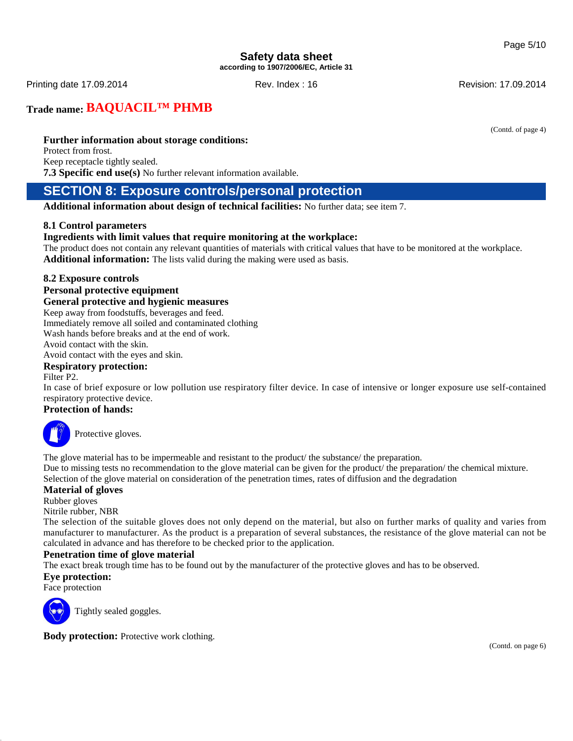Trade name: **BAQUACIL™ PHMB**

(Contd. of page 4)

**Further information about storage conditions:**
Protect from frost.
Keep receptacle tightly sealed.
**7.3 Specific end use(s)** No further relevant information available.

## SECTION 8: Exposure controls/personal protection

**Additional information about design of technical facilities:** No further data; see item 7.

**8.1 Control parameters**
**Ingredients with limit values that require monitoring at the workplace:**
The product does not contain any relevant quantities of materials with critical values that have to be monitored at the workplace.
**Additional information:** The lists valid during the making were used as basis.

**8.2 Exposure controls**
**Personal protective equipment**
**General protective and hygienic measures**
Keep away from foodstuffs, beverages and feed.
Immediately remove all soiled and contaminated clothing
Wash hands before breaks and at the end of work.
Avoid contact with the skin.
Avoid contact with the eyes and skin.
**Respiratory protection:**
Filter P2.
In case of brief exposure or low pollution use respiratory filter device. In case of intensive or longer exposure use self-contained respiratory protective device.
**Protection of hands:**

Protective gloves.

The glove material has to be impermeable and resistant to the product/ the substance/ the preparation.
Due to missing tests no recommendation to the glove material can be given for the product/ the preparation/ the chemical mixture.
Selection of the glove material on consideration of the penetration times, rates of diffusion and the degradation
**Material of gloves**
Rubber gloves
Nitrile rubber, NBR
The selection of the suitable gloves does not only depend on the material, but also on further marks of quality and varies from manufacturer to manufacturer. As the product is a preparation of several substances, the resistance of the glove material can not be calculated in advance and has therefore to be checked prior to the application.
**Penetration time of glove material**
The exact break trough time has to be found out by the manufacturer of the protective gloves and has to be observed.
**Eye protection:**
Face protection

Tightly sealed goggles.

**Body protection:** Protective work clothing.

(Contd. on page 6)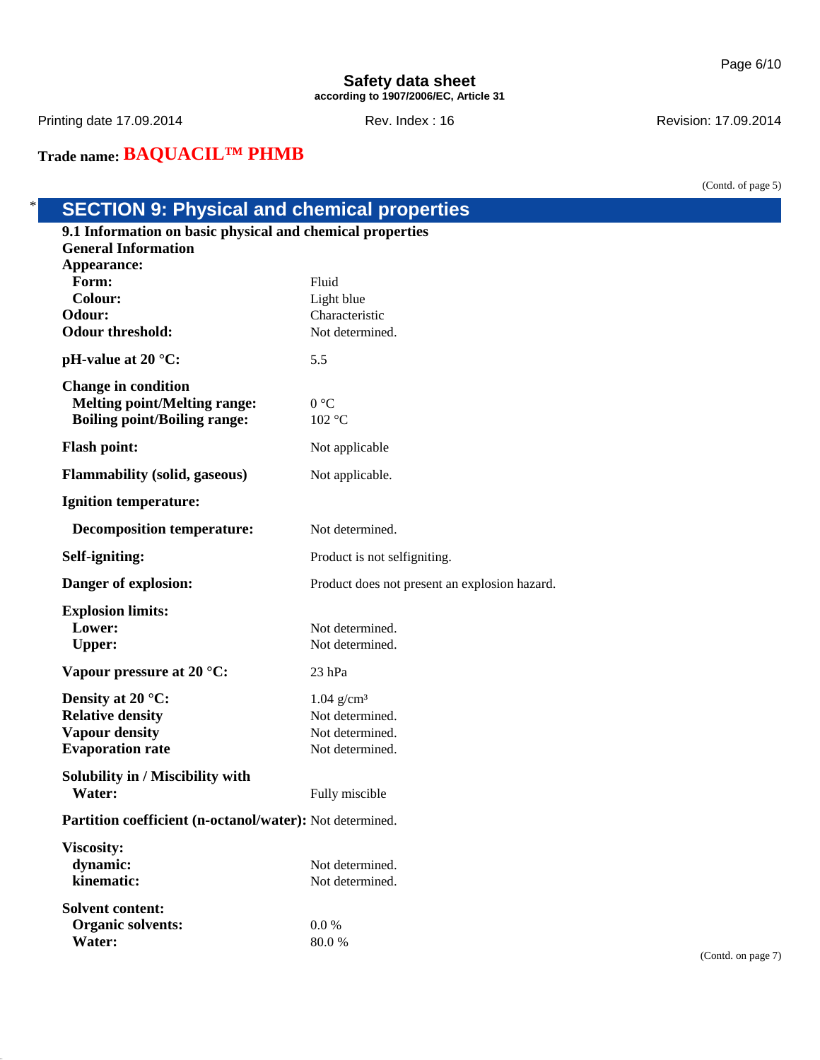**Safety data sheet**
**according to 1907/2006/EC, Article 31**

Printing date 17.09.2014 Rev. Index : 16 Revision: 17.09.2014

**Trade name: BAQUACIL™ PHMB**

(Contd. of page 5)

## * SECTION 9: Physical and chemical properties

**9.1 Information on basic physical and chemical properties**

**General Information**

| | |
|---|---|
| **Appearance:** | |
| **Form:** | Fluid |
| **Colour:** | Light blue |
| **Odour:** | Characteristic |
| **Odour threshold:** | Not determined. |
| **pH-value at 20 °C:** | 5.5 |
| **Change in condition** | |
| **Melting point/Melting range:** | 0 °C |
| **Boiling point/Boiling range:** | 102 °C |
| **Flash point:** | Not applicable |
| **Flammability (solid, gaseous)** | Not applicable. |
| **Ignition temperature:** | |
| **Decomposition temperature:** | Not determined. |
| **Self-igniting:** | Product is not selfigniting. |
| **Danger of explosion:** | Product does not present an explosion hazard. |
| **Explosion limits:** | |
| **Lower:** | Not determined. |
| **Upper:** | Not determined. |
| **Vapour pressure at 20 °C:** | 23 hPa |
| **Density at 20 °C:** | 1.04 g/cm³ |
| **Relative density** | Not determined. |
| **Vapour density** | Not determined. |
| **Evaporation rate** | Not determined. |
| **Solubility in / Miscibility with** | |
| **Water:** | Fully miscible |
| **Partition coefficient (n-octanol/water):** | Not determined. |
| **Viscosity:** | |
| **dynamic:** | Not determined. |
| **kinematic:** | Not determined. |
| **Solvent content:** | |
| **Organic solvents:** | 0.0 % |
| **Water:** | 80.0 % |

(Contd. on page 7)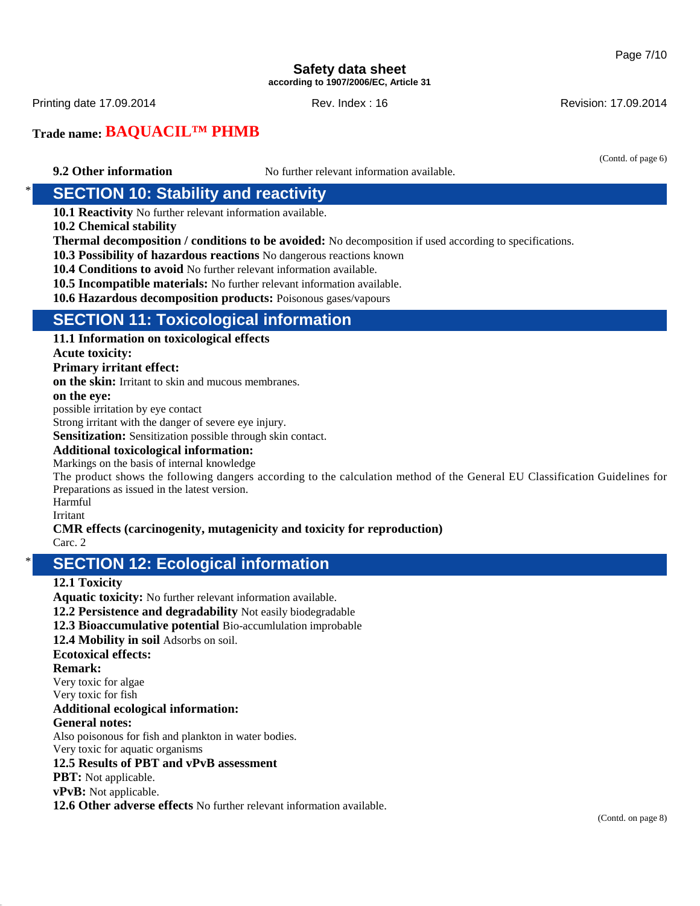**Trade name: BAQUACIL™ PHMB**

(Contd. of page 6)

**9.2 Other information** No further relevant information available.

## * SECTION 10: Stability and reactivity

**10.1 Reactivity** No further relevant information available.
**10.2 Chemical stability**
**Thermal decomposition / conditions to be avoided:** No decomposition if used according to specifications.
**10.3 Possibility of hazardous reactions** No dangerous reactions known
**10.4 Conditions to avoid** No further relevant information available.
**10.5 Incompatible materials:** No further relevant information available.
**10.6 Hazardous decomposition products:** Poisonous gases/vapours

## SECTION 11: Toxicological information

**11.1 Information on toxicological effects**
**Acute toxicity:**
**Primary irritant effect:**
**on the skin:** Irritant to skin and mucous membranes.
**on the eye:**
possible irritation by eye contact
Strong irritant with the danger of severe eye injury.
**Sensitization:** Sensitization possible through skin contact.
**Additional toxicological information:**
Markings on the basis of internal knowledge
The product shows the following dangers according to the calculation method of the General EU Classification Guidelines for Preparations as issued in the latest version.
Harmful
Irritant
**CMR effects (carcinogenity, mutagenicity and toxicity for reproduction)**
Carc. 2

## * SECTION 12: Ecological information

**12.1 Toxicity**
**Aquatic toxicity:** No further relevant information available.
**12.2 Persistence and degradability** Not easily biodegradable
**12.3 Bioaccumulative potential** Bio-accumlulation improbable
**12.4 Mobility in soil** Adsorbs on soil.
**Ecotoxical effects:**
**Remark:**
Very toxic for algae
Very toxic for fish
**Additional ecological information:**
**General notes:**
Also poisonous for fish and plankton in water bodies.
Very toxic for aquatic organisms
**12.5 Results of PBT and vPvB assessment**
**PBT:** Not applicable.
**vPvB:** Not applicable.
**12.6 Other adverse effects** No further relevant information available.

(Contd. on page 8)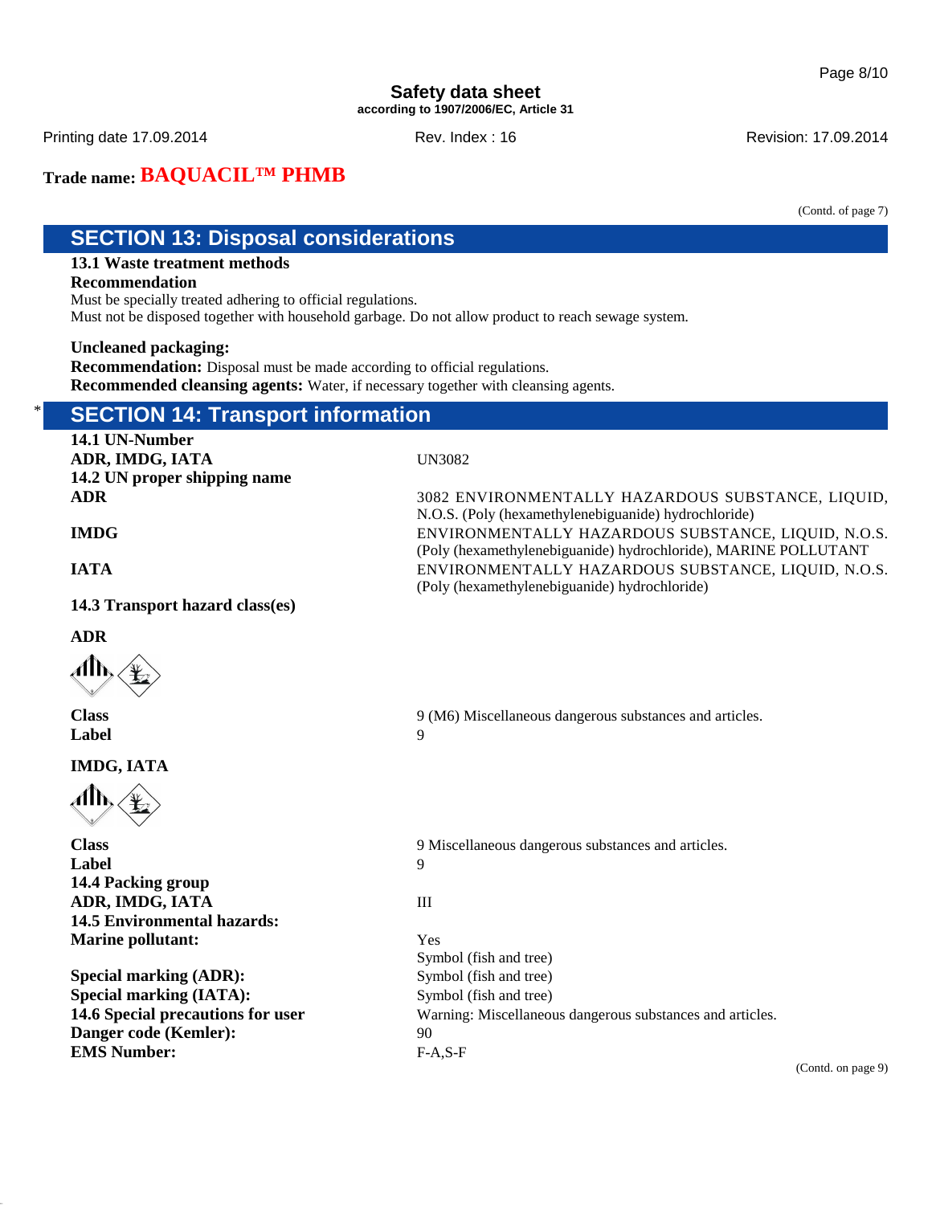Trade name: **BAQUACIL™ PHMB**

(Contd. of page 7)

## SECTION 13: Disposal considerations

**13.1 Waste treatment methods**

**Recommendation**

Must be specially treated adhering to official regulations.
Must not be disposed together with household garbage. Do not allow product to reach sewage system.

**Uncleaned packaging:**

**Recommendation:** Disposal must be made according to official regulations.

**Recommended cleansing agents:** Water, if necessary together with cleansing agents.

## * SECTION 14: Transport information

**14.1 UN-Number**

| | |
|---|---|
| **ADR, IMDG, IATA** | UN3082 |

**14.2 UN proper shipping name**

| | |
|---|---|
| **ADR** | 3082 ENVIRONMENTALLY HAZARDOUS SUBSTANCE, LIQUID, N.O.S. (Poly (hexamethylenebiguanide) hydrochloride) |
| **IMDG** | ENVIRONMENTALLY HAZARDOUS SUBSTANCE, LIQUID, N.O.S. (Poly (hexamethylenebiguanide) hydrochloride), MARINE POLLUTANT |
| **IATA** | ENVIRONMENTALLY HAZARDOUS SUBSTANCE, LIQUID, N.O.S. (Poly (hexamethylenebiguanide) hydrochloride) |

**14.3 Transport hazard class(es)**

**ADR**

| | |
|---|---|
| **Class** | 9 (M6) Miscellaneous dangerous substances and articles. |
| **Label** | 9 |

**IMDG, IATA**

| | |
|---|---|
| **Class** | 9 Miscellaneous dangerous substances and articles. |
| **Label** | 9 |

**14.4 Packing group**

| | |
|---|---|
| **ADR, IMDG, IATA** | III |

**14.5 Environmental hazards:**

| | |
|---|---|
| **Marine pollutant:** | Yes |
| | Symbol (fish and tree) |
| **Special marking (ADR):** | Symbol (fish and tree) |
| **Special marking (IATA):** | Symbol (fish and tree) |
| **14.6 Special precautions for user** | Warning: Miscellaneous dangerous substances and articles. |
| **Danger code (Kemler):** | 90 |
| **EMS Number:** | F-A,S-F |

(Contd. on page 9)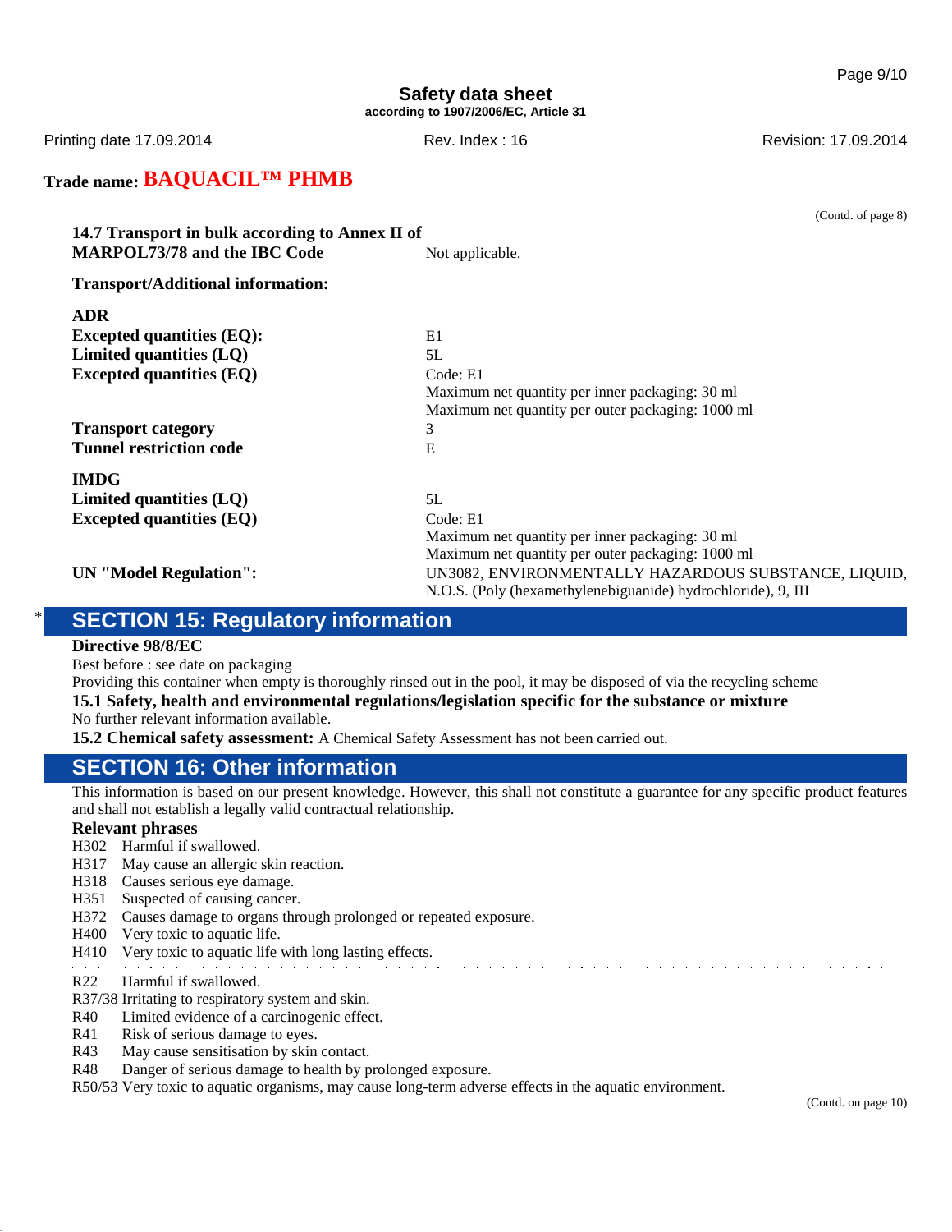(Contd. of page 8)

| | |
|---|---|
| **14.7 Transport in bulk according to Annex II of MARPOL73/78 and the IBC Code** | Not applicable. |

**Transport/Additional information:**

| | |
|---|---|
| **ADR** | |
| **Excepted quantities (EQ):** | E1 |
| **Limited quantities (LQ)** | 5L |
| **Excepted quantities (EQ)** | Code: E1<br>Maximum net quantity per inner packaging: 30 ml<br>Maximum net quantity per outer packaging: 1000 ml |
| **Transport category** | 3 |
| **Tunnel restriction code** | E |
| **IMDG** | |
| **Limited quantities (LQ)** | 5L |
| **Excepted quantities (EQ)** | Code: E1<br>Maximum net quantity per inner packaging: 30 ml<br>Maximum net quantity per outer packaging: 1000 ml |
| **UN "Model Regulation":** | UN3082, ENVIRONMENTALLY HAZARDOUS SUBSTANCE, LIQUID, N.O.S. (Poly (hexamethylenebiguanide) hydrochloride), 9, III |

## * SECTION 15: Regulatory information

**Directive 98/8/EC**

Best before : see date on packaging

Providing this container when empty is thoroughly rinsed out in the pool, it may be disposed of via the recycling scheme

**15.1 Safety, health and environmental regulations/legislation specific for the substance or mixture**

No further relevant information available.

**15.2 Chemical safety assessment:** A Chemical Safety Assessment has not been carried out.

## SECTION 16: Other information

This information is based on our present knowledge. However, this shall not constitute a guarantee for any specific product features and shall not establish a legally valid contractual relationship.

**Relevant phrases**

H302 Harmful if swallowed.
H317 May cause an allergic skin reaction.
H318 Causes serious eye damage.
H351 Suspected of causing cancer.
H372 Causes damage to organs through prolonged or repeated exposure.
H400 Very toxic to aquatic life.
H410 Very toxic to aquatic life with long lasting effects.

R22 Harmful if swallowed.
R37/38 Irritating to respiratory system and skin.
R40 Limited evidence of a carcinogenic effect.
R41 Risk of serious damage to eyes.
R43 May cause sensitisation by skin contact.
R48 Danger of serious damage to health by prolonged exposure.
R50/53 Very toxic to aquatic organisms, may cause long-term adverse effects in the aquatic environment.

(Contd. on page 10)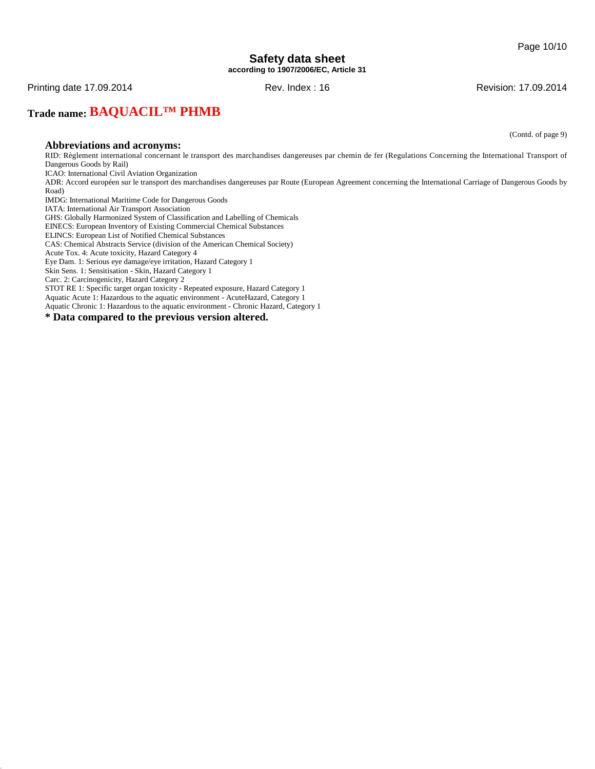**Trade name: BAQUACIL™ PHMB**

(Contd. of page 9)

### Abbreviations and acronyms:

RID: Règlement international concernant le transport des marchandises dangereuses par chemin de fer (Regulations Concerning the International Transport of Dangerous Goods by Rail)
ICAO: International Civil Aviation Organization
ADR: Accord européen sur le transport des marchandises dangereuses par Route (European Agreement concerning the International Carriage of Dangerous Goods by Road)
IMDG: International Maritime Code for Dangerous Goods
IATA: International Air Transport Association
GHS: Globally Harmonized System of Classification and Labelling of Chemicals
EINECS: European Inventory of Existing Commercial Chemical Substances
ELINCS: European List of Notified Chemical Substances
CAS: Chemical Abstracts Service (division of the American Chemical Society)
Acute Tox. 4: Acute toxicity, Hazard Category 4
Eye Dam. 1: Serious eye damage/eye irritation, Hazard Category 1
Skin Sens. 1: Sensitisation - Skin, Hazard Category 1
Carc. 2: Carcinogenicity, Hazard Category 2
STOT RE 1: Specific target organ toxicity - Repeated exposure, Hazard Category 1
Aquatic Acute 1: Hazardous to the aquatic environment - AcuteHazard, Category 1
Aquatic Chronic 1: Hazardous to the aquatic environment - Chronic Hazard, Category 1

**\* Data compared to the previous version altered.**